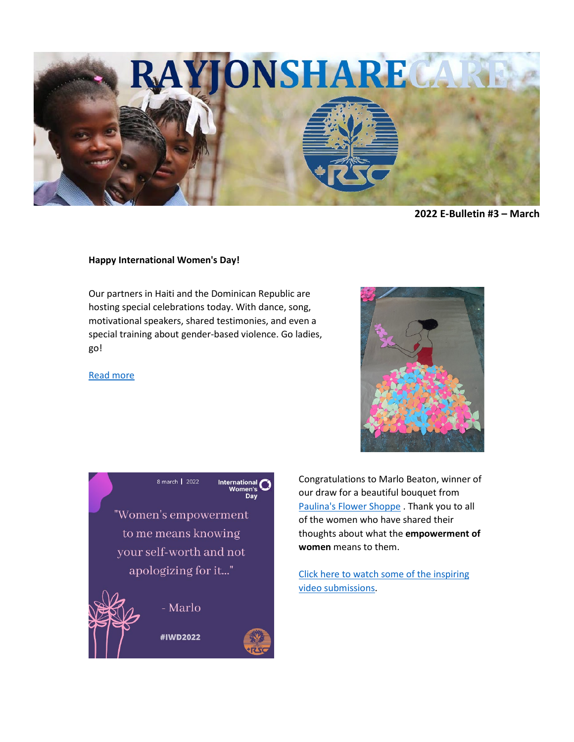**2022 E-Bulletin #3 – March**

**Happy International Women's Day!**

Our partners in Haiti and the Dominican Republic are hosting special celebrations today. With dance, song, motivational speakers, shared testimonies, and even a special training about gender-based violence. Go ladies, go!

[Read more]

Congratulations to Marlo Beaton, winner of our draw for a beautiful bouquet from [Paulina's Flower Shoppe] . Thank you to all of the women who have shared their thoughts about what the **empowerment of women** means to them.

[Click here to watch some of the inspiring video submissions].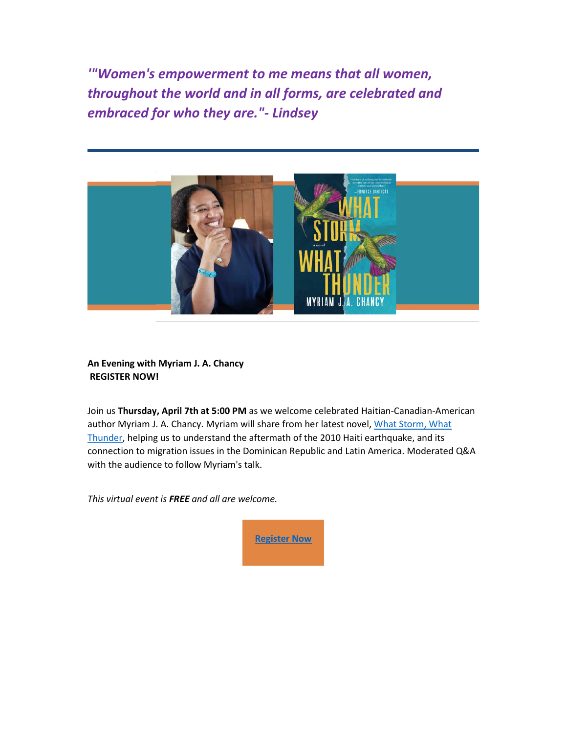*'"Women's empowerment to me means that all women, throughout the world and in all forms, are celebrated and embraced for who they are."- Lindsey*

**An Evening with Myriam J. A. Chancy**
**REGISTER NOW!**

Join us **Thursday, April 7th at 5:00 PM** as we welcome celebrated Haitian-Canadian-American author Myriam J. A. Chancy. Myriam will share from her latest novel, What Storm, What Thunder, helping us to understand the aftermath of the 2010 Haiti earthquake, and its connection to migration issues in the Dominican Republic and Latin America. Moderated Q&A with the audience to follow Myriam's talk.

*This virtual event is **FREE** and all are welcome.*

**Register Now**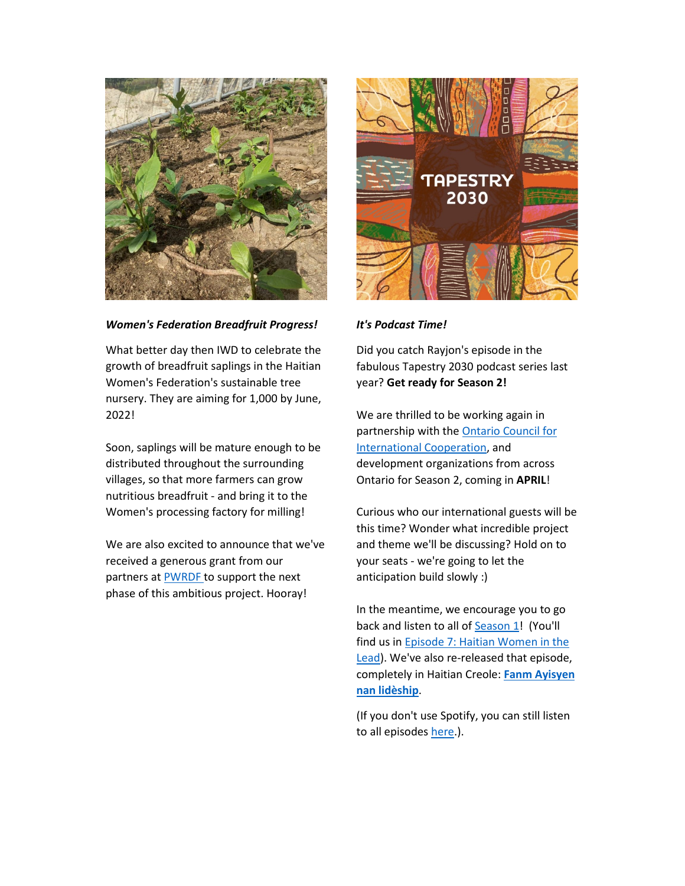***Women's Federation Breadfruit Progress!***

What better day then IWD to celebrate the growth of breadfruit saplings in the Haitian Women's Federation's sustainable tree nursery. They are aiming for 1,000 by June, 2022!

Soon, saplings will be mature enough to be distributed throughout the surrounding villages, so that more farmers can grow nutritious breadfruit - and bring it to the Women's processing factory for milling!

We are also excited to announce that we've received a generous grant from our partners at PWRDF to support the next phase of this ambitious project. Hooray!

***It's Podcast Time!***

Did you catch Rayjon's episode in the fabulous Tapestry 2030 podcast series last year? **Get ready for Season 2!**

We are thrilled to be working again in partnership with the Ontario Council for International Cooperation, and development organizations from across Ontario for Season 2, coming in **APRIL**!

Curious who our international guests will be this time? Wonder what incredible project and theme we'll be discussing? Hold on to your seats - we're going to let the anticipation build slowly :)

In the meantime, we encourage you to go back and listen to all of Season 1! (You'll find us in Episode 7: Haitian Women in the Lead). We've also re-released that episode, completely in Haitian Creole: **Fanm Ayisyen nan lidèship**.

(If you don't use Spotify, you can still listen to all episodes here.).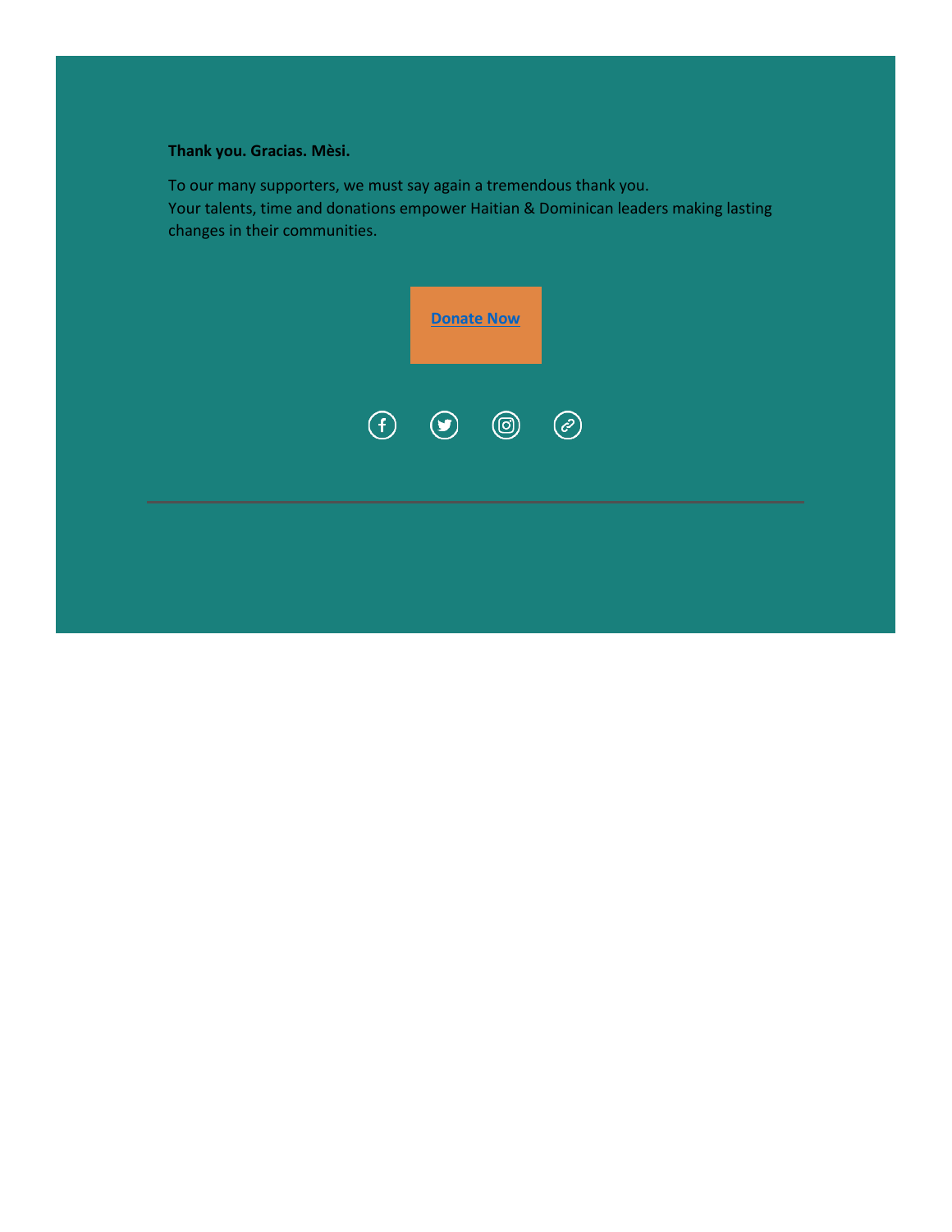**Thank you. Gracias. Mèsi.**

To our many supporters, we must say again a tremendous thank you.
Your talents, time and donations empower Haitian & Dominican leaders making lasting changes in their communities.

**Donate Now**